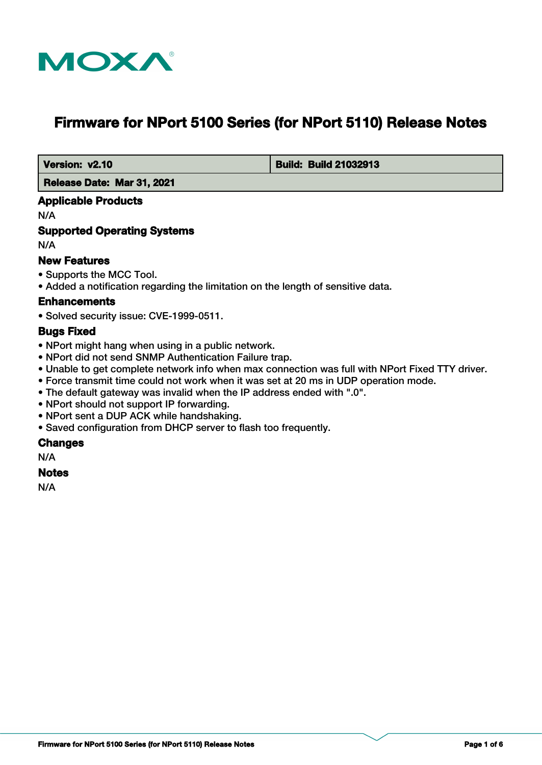MOXA

# Firmware for NPort 5100 Series (for NPort 5110) Release Notes

| Version: v2.10 | Build: Build 21032913 |
| --- | --- |
| Release Date: Mar 31, 2021 | |

### Applicable Products

N/A

### Supported Operating Systems

N/A

### New Features

- Supports the MCC Tool.
- Added a notification regarding the limitation on the length of sensitive data.

### Enhancements

- Solved security issue: CVE-1999-0511.

### Bugs Fixed

- NPort might hang when using in a public network.
- NPort did not send SNMP Authentication Failure trap.
- Unable to get complete network info when max connection was full with NPort Fixed TTY driver.
- Force transmit time could not work when it was set at 20 ms in UDP operation mode.
- The default gateway was invalid when the IP address ended with ".0".
- NPort should not support IP forwarding.
- NPort sent a DUP ACK while handshaking.
- Saved configuration from DHCP server to flash too frequently.

### Changes

N/A

### Notes

N/A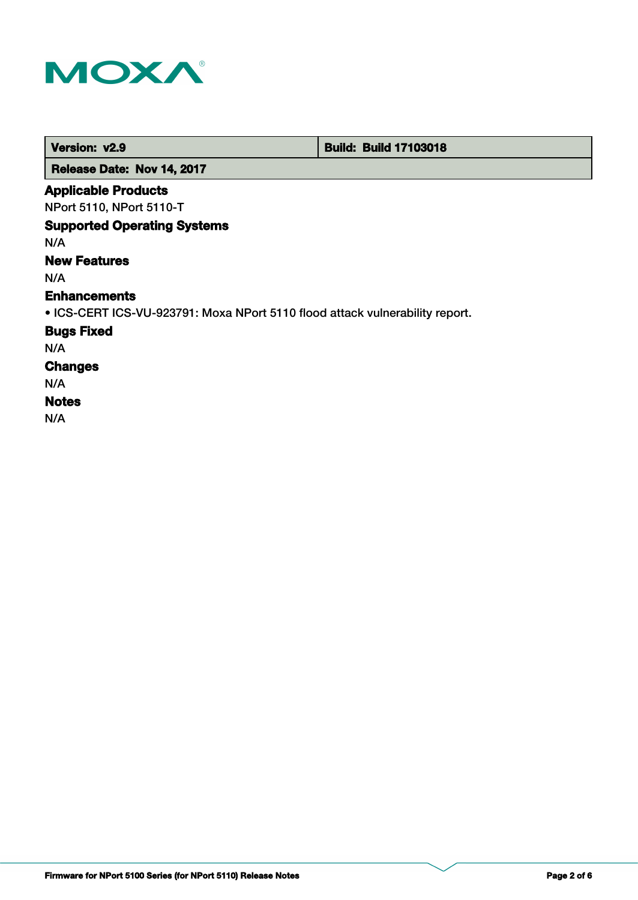| Version: v2.9 | Build: Build 17103018 |
| --- | --- |
| Release Date: Nov 14, 2017 | |

### Applicable Products

NPort 5110, NPort 5110-T

### Supported Operating Systems

N/A

### New Features

N/A

### Enhancements

- ICS-CERT ICS-VU-923791: Moxa NPort 5110 flood attack vulnerability report.

### Bugs Fixed

N/A

### Changes

N/A

### Notes

N/A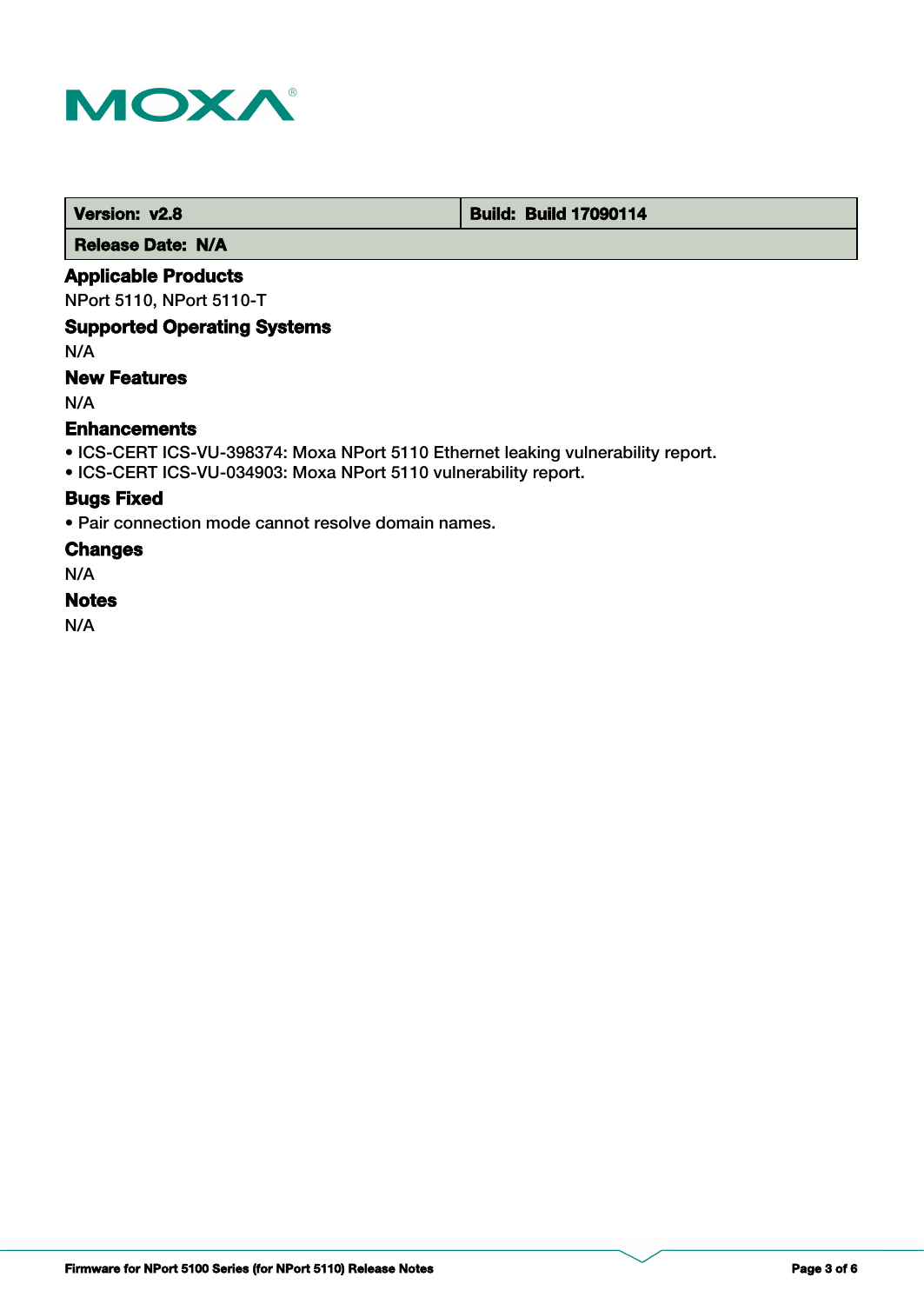| **Version: v2.8** | **Build: Build 17090114** |
|---|---|
| **Release Date: N/A** | |

## Applicable Products

NPort 5110, NPort 5110-T

## Supported Operating Systems

N/A

## New Features

N/A

## Enhancements

- ICS-CERT ICS-VU-398374: Moxa NPort 5110 Ethernet leaking vulnerability report.
- ICS-CERT ICS-VU-034903: Moxa NPort 5110 vulnerability report.

## Bugs Fixed

- Pair connection mode cannot resolve domain names.

## Changes

N/A

## Notes

N/A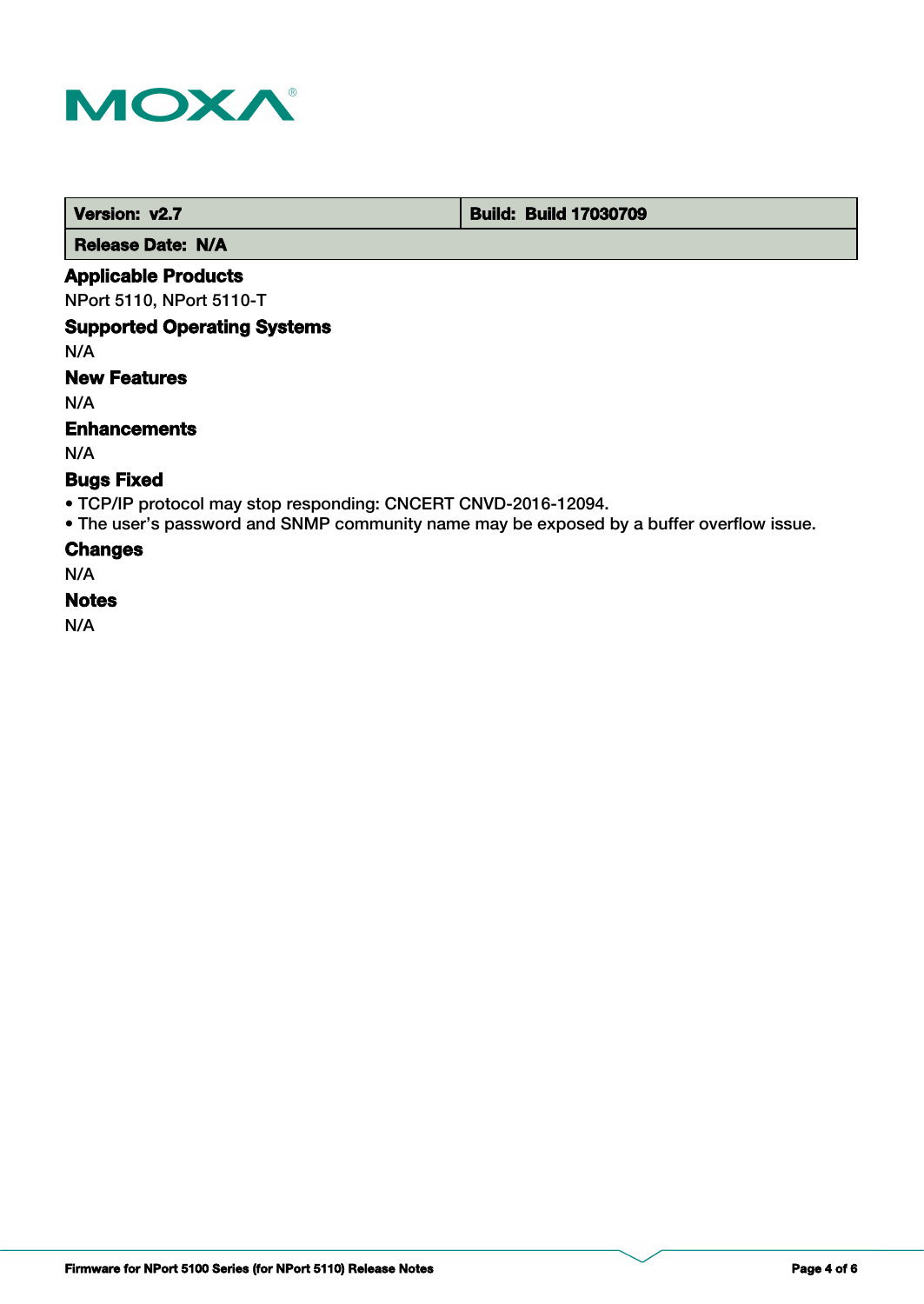| Version: v2.7 | Build: Build 17030709 |
| --- | --- |
| Release Date: N/A | |

### Applicable Products

NPort 5110, NPort 5110-T

### Supported Operating Systems

N/A

### New Features

N/A

### Enhancements

N/A

### Bugs Fixed

- TCP/IP protocol may stop responding: CNCERT CNVD-2016-12094.
- The user's password and SNMP community name may be exposed by a buffer overflow issue.

### Changes

N/A

### Notes

N/A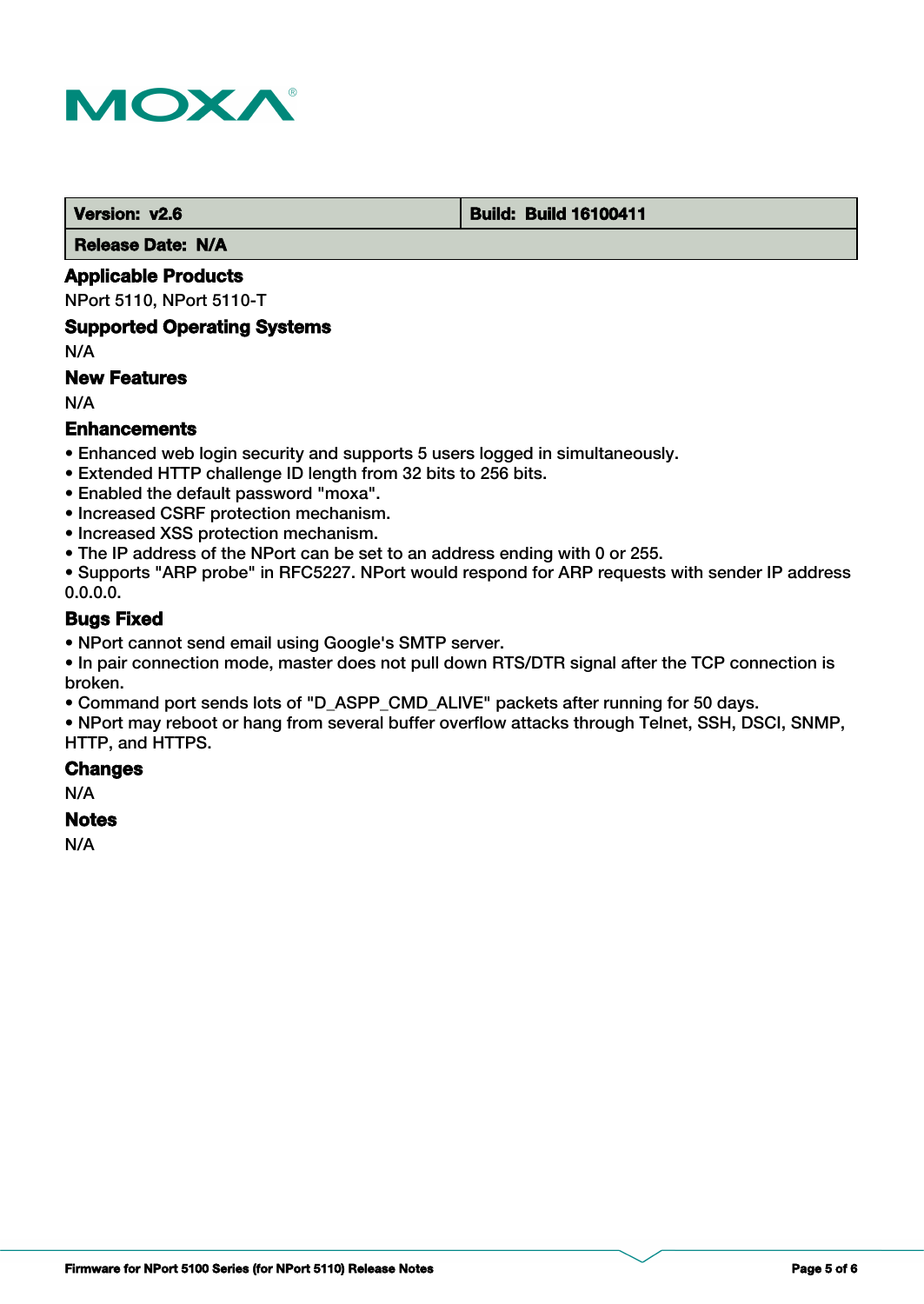| Version: v2.6 | Build: Build 16100411 |
| --- | --- |
| Release Date: N/A | |

### Applicable Products

NPort 5110, NPort 5110-T

### Supported Operating Systems

N/A

### New Features

N/A

### Enhancements

- Enhanced web login security and supports 5 users logged in simultaneously.
- Extended HTTP challenge ID length from 32 bits to 256 bits.
- Enabled the default password "moxa".
- Increased CSRF protection mechanism.
- Increased XSS protection mechanism.
- The IP address of the NPort can be set to an address ending with 0 or 255.
- Supports "ARP probe" in RFC5227. NPort would respond for ARP requests with sender IP address 0.0.0.0.

### Bugs Fixed

- NPort cannot send email using Google's SMTP server.
- In pair connection mode, master does not pull down RTS/DTR signal after the TCP connection is broken.
- Command port sends lots of "D_ASPP_CMD_ALIVE" packets after running for 50 days.
- NPort may reboot or hang from several buffer overflow attacks through Telnet, SSH, DSCI, SNMP, HTTP, and HTTPS.

### Changes

N/A

### Notes

N/A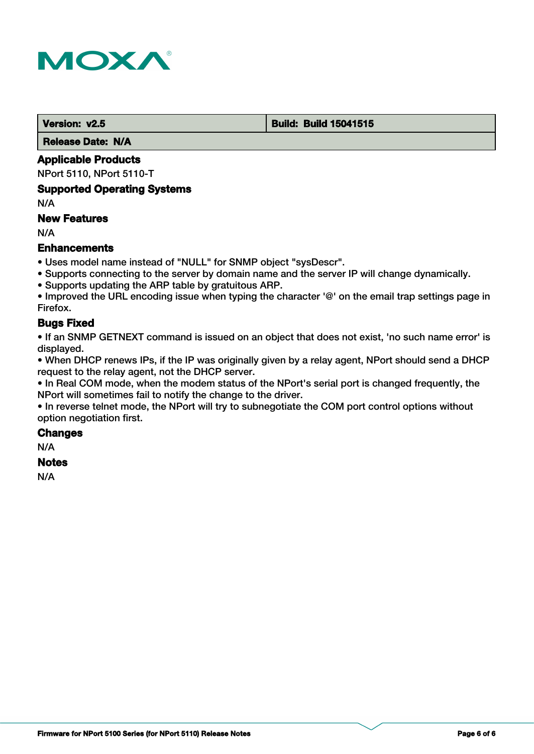| Version: v2.5 | Build: Build 15041515 |
|---|---|
| Release Date: N/A | |

### Applicable Products

NPort 5110, NPort 5110-T

### Supported Operating Systems

N/A

### New Features

N/A

### Enhancements

- Uses model name instead of "NULL" for SNMP object "sysDescr".
- Supports connecting to the server by domain name and the server IP will change dynamically.
- Supports updating the ARP table by gratuitous ARP.
- Improved the URL encoding issue when typing the character '@' on the email trap settings page in Firefox.

### Bugs Fixed

- If an SNMP GETNEXT command is issued on an object that does not exist, 'no such name error' is displayed.
- When DHCP renews IPs, if the IP was originally given by a relay agent, NPort should send a DHCP request to the relay agent, not the DHCP server.
- In Real COM mode, when the modem status of the NPort's serial port is changed frequently, the NPort will sometimes fail to notify the change to the driver.
- In reverse telnet mode, the NPort will try to subnegotiate the COM port control options without option negotiation first.

### Changes

N/A

### Notes

N/A